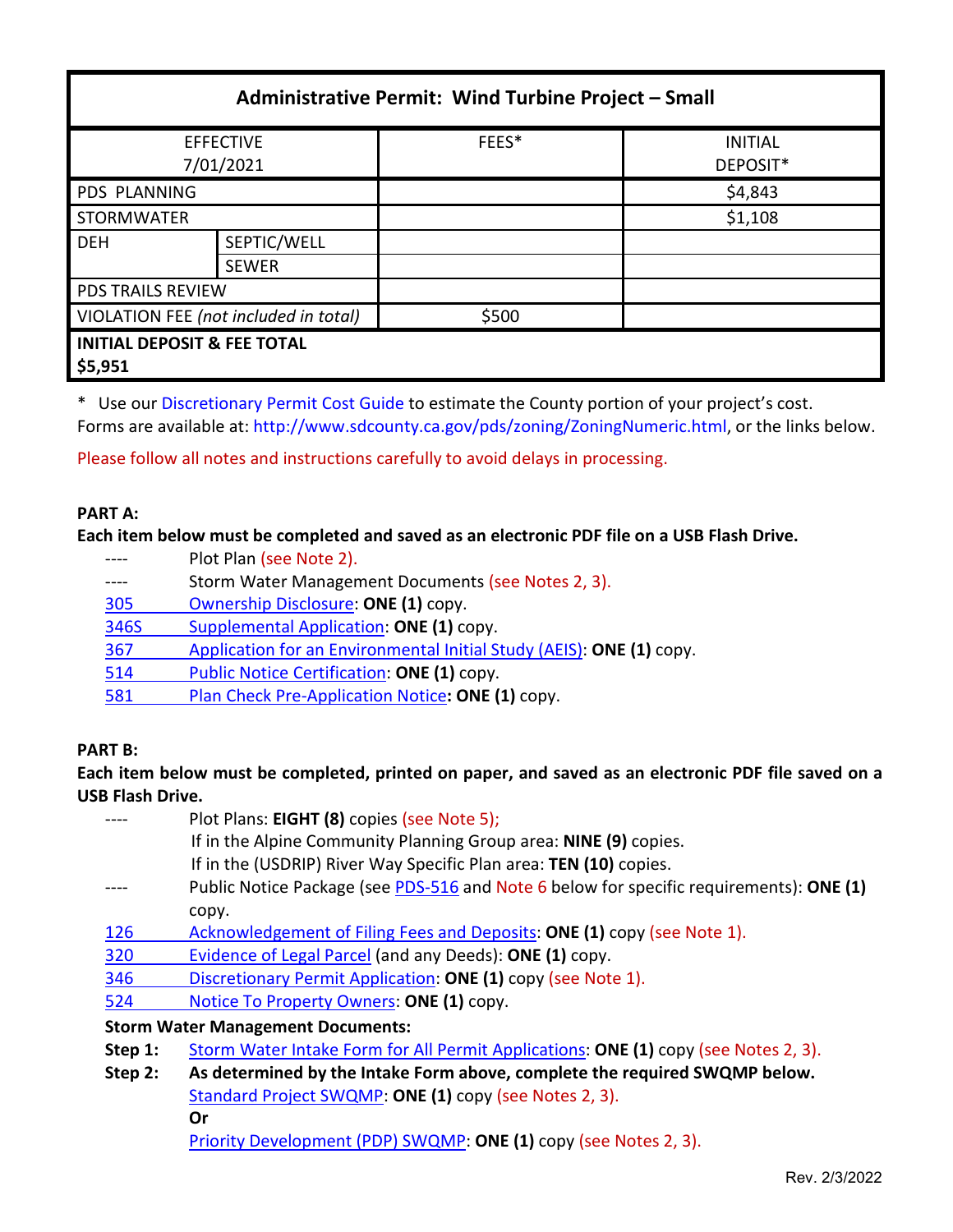| Administrative Permit: Wind Turbine Project – Small | | | |
|---|---|---|---|
| EFFECTIVE 7/01/2021 | | FEES* | INITIAL DEPOSIT* |
| PDS PLANNING | | | $4,843 |
| STORMWATER | | | $1,108 |
| DEH | SEPTIC/WELL | | |
| | SEWER | | |
| PDS TRAILS REVIEW | | | |
| VIOLATION FEE *(not included in total)* | | $500 | |
| **INITIAL DEPOSIT & FEE TOTAL $5,951** | | | |

\* Use our Discretionary Permit Cost Guide to estimate the County portion of your project's cost.
Forms are available at: http://www.sdcounty.ca.gov/pds/zoning/ZoningNumeric.html, or the links below.

Please follow all notes and instructions carefully to avoid delays in processing.

**PART A:**

**Each item below must be completed and saved as an electronic PDF file on a USB Flash Drive.**

- ---- Plot Plan (see Note 2).
- ---- Storm Water Management Documents (see Notes 2, 3).
- 305 Ownership Disclosure: **ONE (1)** copy.
- 346S Supplemental Application: **ONE (1)** copy.
- 367 Application for an Environmental Initial Study (AEIS): **ONE (1)** copy.
- 514 Public Notice Certification: **ONE (1)** copy.
- 581 Plan Check Pre-Application Notice**: ONE (1)** copy.

**PART B:**

**Each item below must be completed, printed on paper, and saved as an electronic PDF file saved on a USB Flash Drive.**

- ---- Plot Plans: **EIGHT (8)** copies (see Note 5);
  If in the Alpine Community Planning Group area: **NINE (9)** copies.
  If in the (USDRIP) River Way Specific Plan area: **TEN (10)** copies.
- ---- Public Notice Package (see PDS-516 and Note 6 below for specific requirements): **ONE (1)** copy.
- 126 Acknowledgement of Filing Fees and Deposits: **ONE (1)** copy (see Note 1).
- 320 Evidence of Legal Parcel (and any Deeds): **ONE (1)** copy.
- 346 Discretionary Permit Application: **ONE (1)** copy (see Note 1).
- 524 Notice To Property Owners: **ONE (1)** copy.

**Storm Water Management Documents:**

**Step 1:** Storm Water Intake Form for All Permit Applications: **ONE (1)** copy (see Notes 2, 3).

**Step 2: As determined by the Intake Form above, complete the required SWQMP below.**
Standard Project SWQMP: **ONE (1)** copy (see Notes 2, 3).
**Or**
Priority Development (PDP) SWQMP: **ONE (1)** copy (see Notes 2, 3).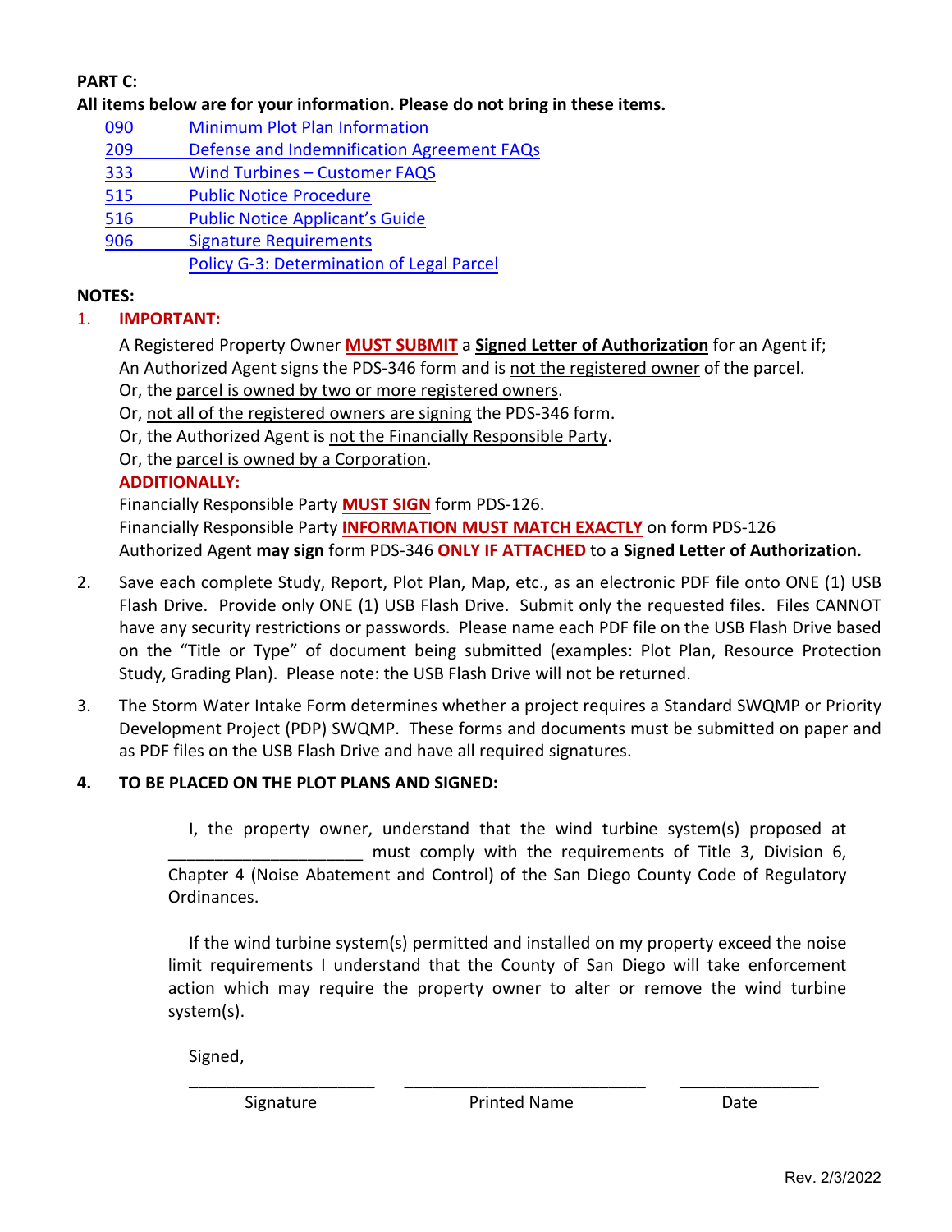**PART C:**

**All items below are for your information. Please do not bring in these items.**

- 090 Minimum Plot Plan Information
- 209 Defense and Indemnification Agreement FAQs
- 333 Wind Turbines – Customer FAQS
- 515 Public Notice Procedure
- 516 Public Notice Applicant's Guide
- 906 Signature Requirements
- Policy G-3: Determination of Legal Parcel

**NOTES:**

1. **IMPORTANT:**

   A Registered Property Owner **MUST SUBMIT** a **Signed Letter of Authorization** for an Agent if;
   An Authorized Agent signs the PDS-346 form and is not the registered owner of the parcel.
   Or, the parcel is owned by two or more registered owners.
   Or, not all of the registered owners are signing the PDS-346 form.
   Or, the Authorized Agent is not the Financially Responsible Party.
   Or, the parcel is owned by a Corporation.

   **ADDITIONALLY:**

   Financially Responsible Party **MUST SIGN** form PDS-126.
   Financially Responsible Party **INFORMATION MUST MATCH EXACTLY** on form PDS-126
   Authorized Agent **may sign** form PDS-346 **ONLY IF ATTACHED** to a **Signed Letter of Authorization.**

2. Save each complete Study, Report, Plot Plan, Map, etc., as an electronic PDF file onto ONE (1) USB Flash Drive. Provide only ONE (1) USB Flash Drive. Submit only the requested files. Files CANNOT have any security restrictions or passwords. Please name each PDF file on the USB Flash Drive based on the "Title or Type" of document being submitted (examples: Plot Plan, Resource Protection Study, Grading Plan). Please note: the USB Flash Drive will not be returned.

3. The Storm Water Intake Form determines whether a project requires a Standard SWQMP or Priority Development Project (PDP) SWQMP. These forms and documents must be submitted on paper and as PDF files on the USB Flash Drive and have all required signatures.

4. **TO BE PLACED ON THE PLOT PLANS AND SIGNED:**

   I, the property owner, understand that the wind turbine system(s) proposed at ____________________ must comply with the requirements of Title 3, Division 6, Chapter 4 (Noise Abatement and Control) of the San Diego County Code of Regulatory Ordinances.

   If the wind turbine system(s) permitted and installed on my property exceed the noise limit requirements I understand that the County of San Diego will take enforcement action which may require the property owner to alter or remove the wind turbine system(s).

   Signed,

   ____________________ ____________________________ _______________
   Signature Printed Name Date

Rev. 2/3/2022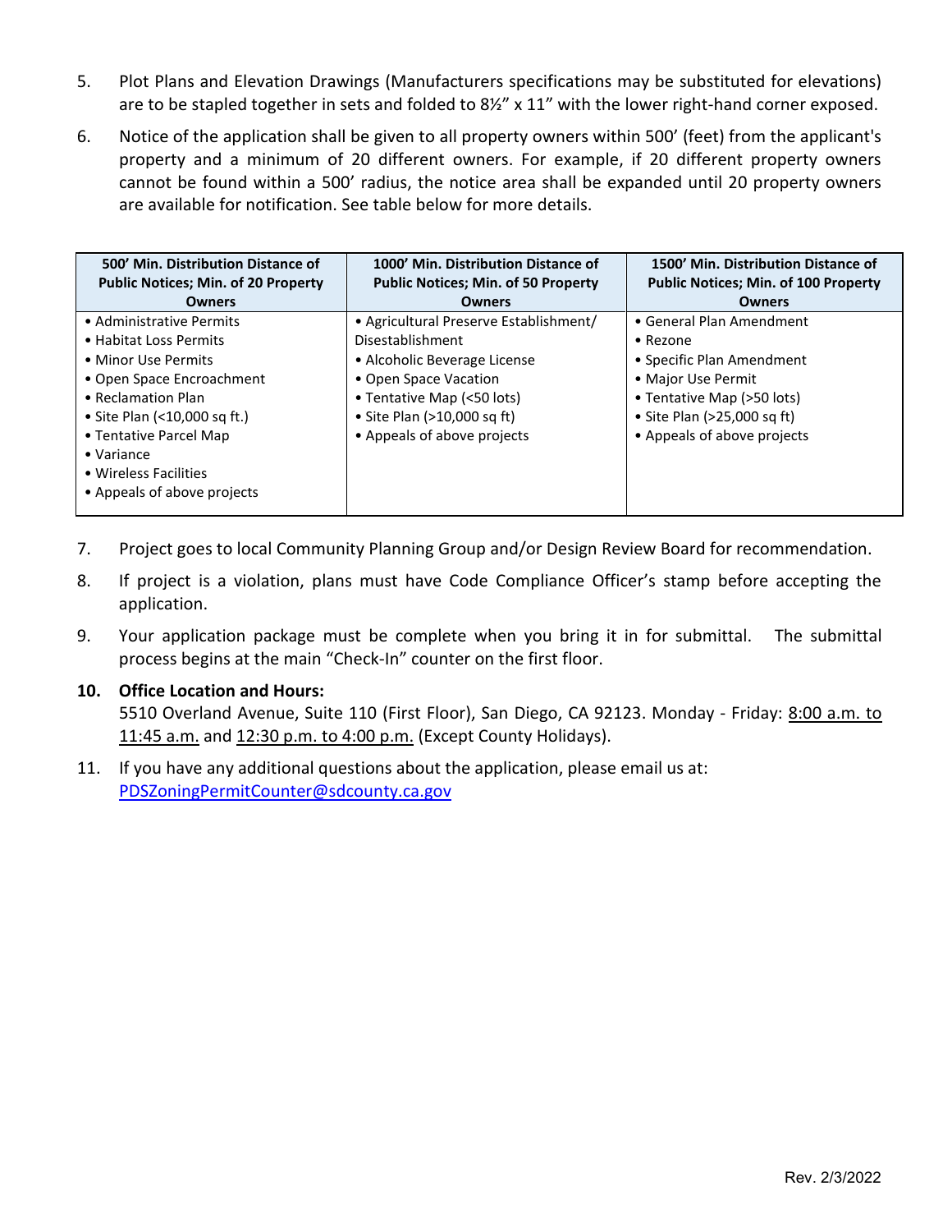5. Plot Plans and Elevation Drawings (Manufacturers specifications may be substituted for elevations) are to be stapled together in sets and folded to 8½" x 11" with the lower right-hand corner exposed.

6. Notice of the application shall be given to all property owners within 500' (feet) from the applicant's property and a minimum of 20 different owners. For example, if 20 different property owners cannot be found within a 500' radius, the notice area shall be expanded until 20 property owners are available for notification. See table below for more details.

| 500' Min. Distribution Distance of Public Notices; Min. of 20 Property Owners | 1000' Min. Distribution Distance of Public Notices; Min. of 50 Property Owners | 1500' Min. Distribution Distance of Public Notices; Min. of 100 Property Owners |
|---|---|---|
| • Administrative Permits<br>• Habitat Loss Permits<br>• Minor Use Permits<br>• Open Space Encroachment<br>• Reclamation Plan<br>• Site Plan (<10,000 sq ft.)<br>• Tentative Parcel Map<br>• Variance<br>• Wireless Facilities<br>• Appeals of above projects | • Agricultural Preserve Establishment/ Disestablishment<br>• Alcoholic Beverage License<br>• Open Space Vacation<br>• Tentative Map (<50 lots)<br>• Site Plan (>10,000 sq ft)<br>• Appeals of above projects | • General Plan Amendment<br>• Rezone<br>• Specific Plan Amendment<br>• Major Use Permit<br>• Tentative Map (>50 lots)<br>• Site Plan (>25,000 sq ft)<br>• Appeals of above projects |

7. Project goes to local Community Planning Group and/or Design Review Board for recommendation.

8. If project is a violation, plans must have Code Compliance Officer's stamp before accepting the application.

9. Your application package must be complete when you bring it in for submittal. The submittal process begins at the main "Check-In" counter on the first floor.

**10. Office Location and Hours:**
5510 Overland Avenue, Suite 110 (First Floor), San Diego, CA 92123. Monday - Friday: 8:00 a.m. to 11:45 a.m. and 12:30 p.m. to 4:00 p.m. (Except County Holidays).

11. If you have any additional questions about the application, please email us at: PDSZoningPermitCounter@sdcounty.ca.gov

Rev. 2/3/2022